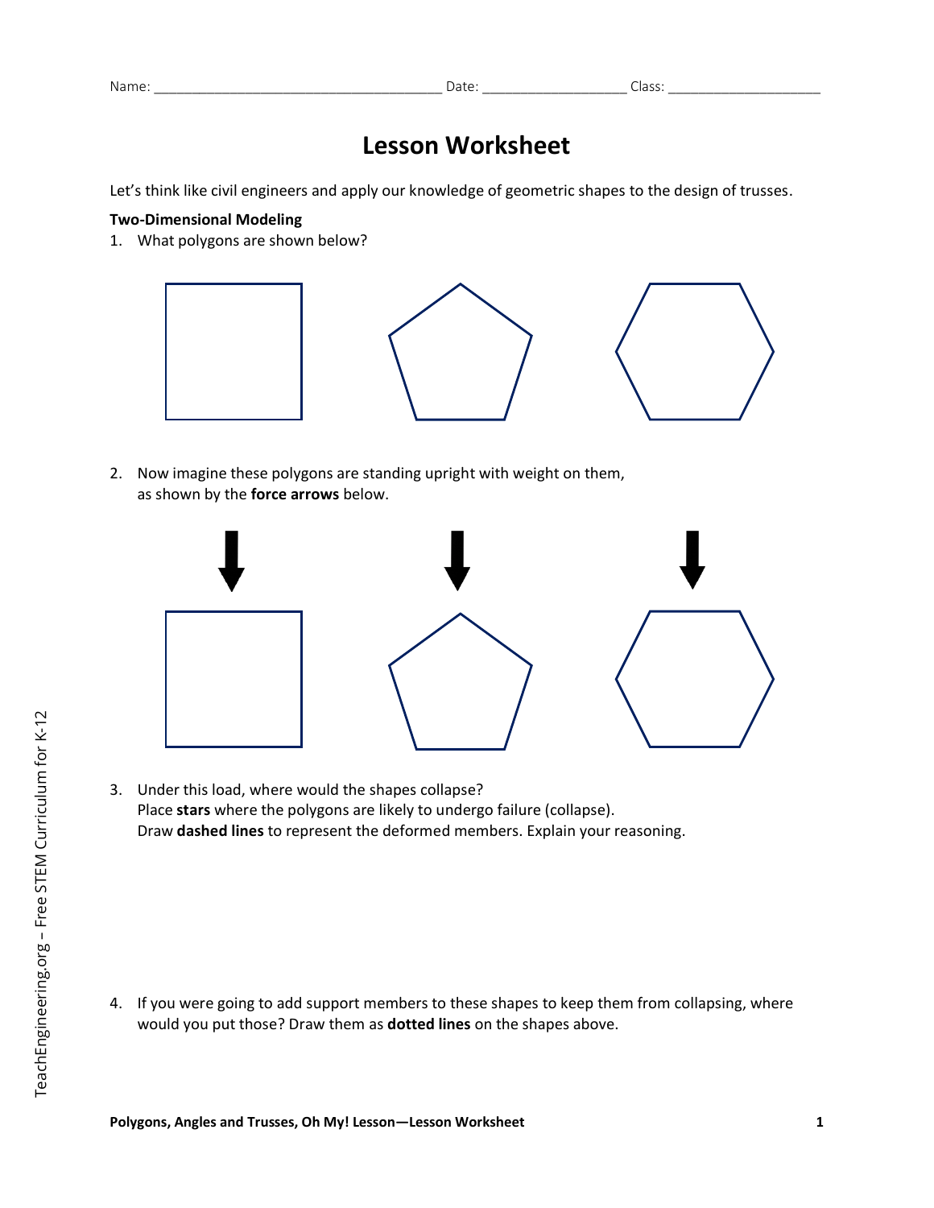Name: ______________________________________ Date: ___________________ Class: ____________________

# Lesson Worksheet

Let's think like civil engineers and apply our knowledge of geometric shapes to the design of trusses.

**Two-Dimensional Modeling**

1. What polygons are shown below?

2. Now imagine these polygons are standing upright with weight on them, as shown by the **force arrows** below.

3. Under this load, where would the shapes collapse?
   Place **stars** where the polygons are likely to undergo failure (collapse).
   Draw **dashed lines** to represent the deformed members. Explain your reasoning.

4. If you were going to add support members to these shapes to keep them from collapsing, where would you put those? Draw them as **dotted lines** on the shapes above.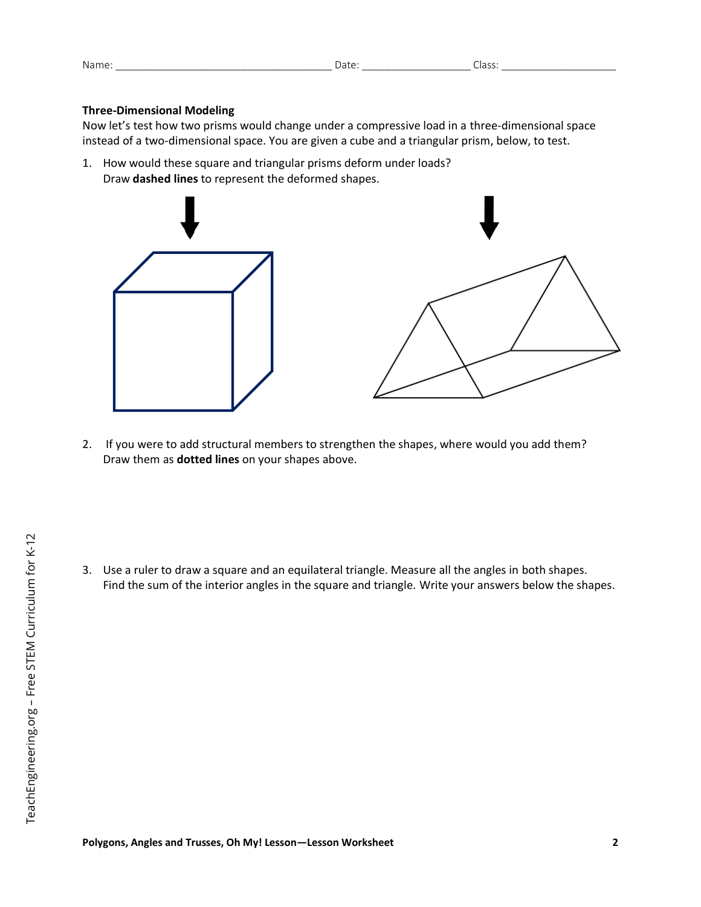Name: ______________________________________ Date: ___________________ Class: ____________________

**Three-Dimensional Modeling**

Now let's test how two prisms would change under a compressive load in a three-dimensional space instead of a two-dimensional space. You are given a cube and a triangular prism, below, to test.

1. How would these square and triangular prisms deform under loads?
   Draw **dashed lines** to represent the deformed shapes.

2. If you were to add structural members to strengthen the shapes, where would you add them?
   Draw them as **dotted lines** on your shapes above.

3. Use a ruler to draw a square and an equilateral triangle. Measure all the angles in both shapes.
   Find the sum of the interior angles in the square and triangle. Write your answers below the shapes.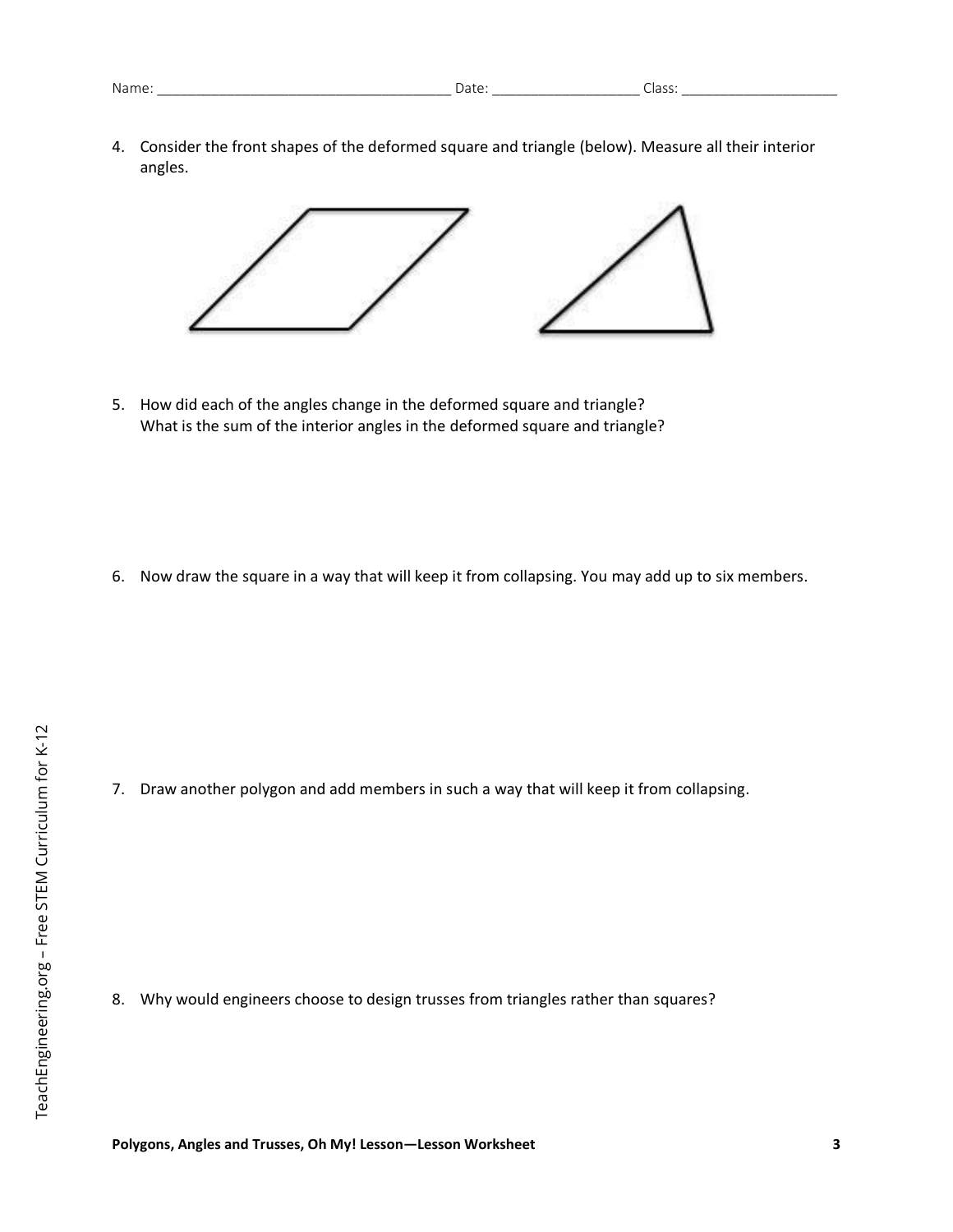Name: ___________________________________ Date: __________________ Class: ___________________

4. Consider the front shapes of the deformed square and triangle (below). Measure all their interior angles.

5. How did each of the angles change in the deformed square and triangle?
   What is the sum of the interior angles in the deformed square and triangle?

6. Now draw the square in a way that will keep it from collapsing. You may add up to six members.

7. Draw another polygon and add members in such a way that will keep it from collapsing.

8. Why would engineers choose to design trusses from triangles rather than squares?